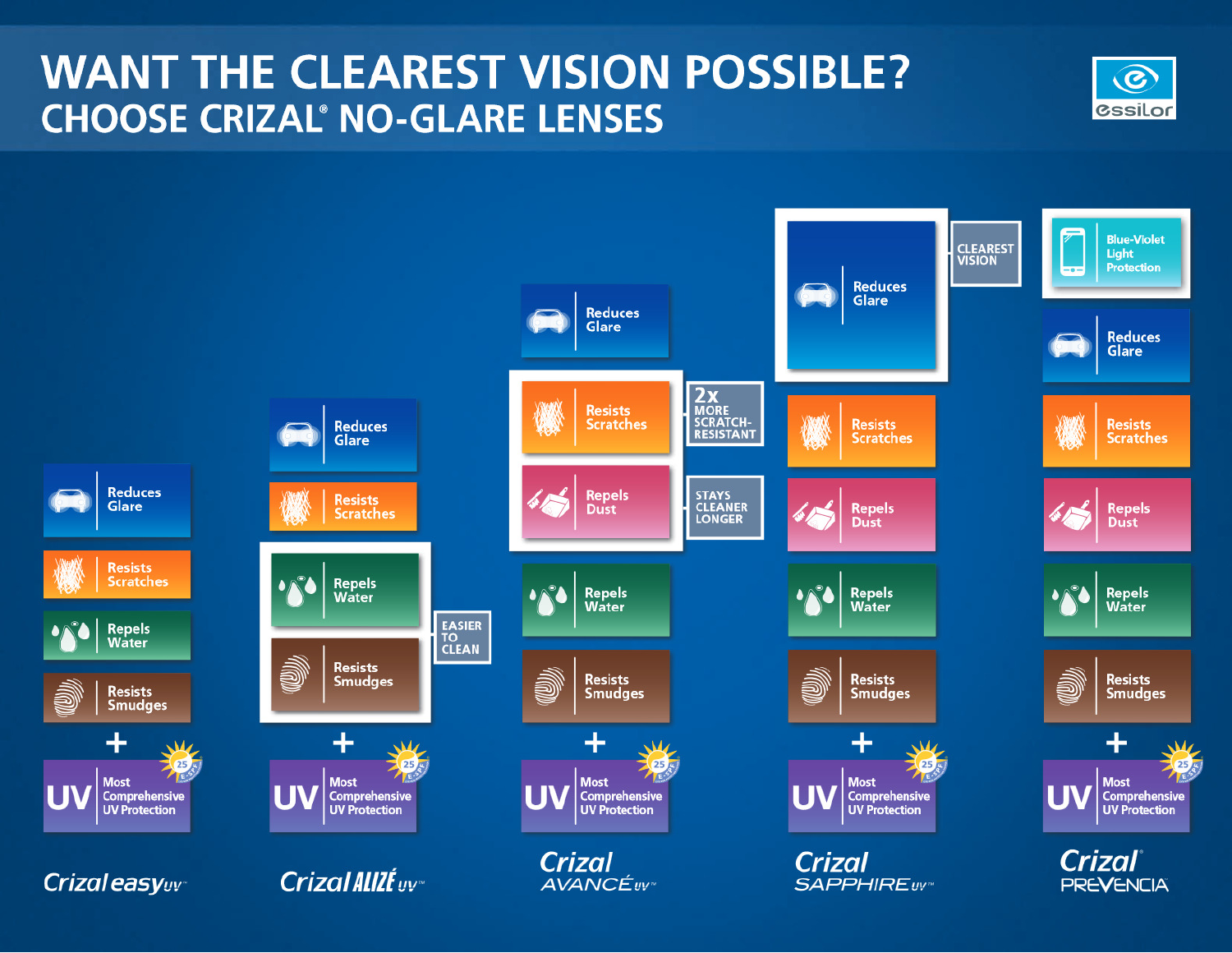# WANT THE CLEAREST VISION POSSIBLE?

## CHOOSE CRIZAL® NO-GLARE LENSES

essilor

| Crizal easy UV™ | Crizal ALIZÉ UV™ | Crizal AVANCÉ UV™ | Crizal SAPPHIRE UV™ | Crizal® PREVENCIA |
|---|---|---|---|---|
| | | | | Blue-Violet Light Protection |
| Reduces Glare | Reduces Glare | Reduces Glare | Reduces Glare (CLEAREST VISION) | Reduces Glare |
| Resists Scratches | Resists Scratches | Resists Scratches (2x MORE SCRATCH-RESISTANT) | Resists Scratches | Resists Scratches |
| | | Repels Dust (STAYS CLEANER LONGER) | Repels Dust | Repels Dust |
| Repels Water | Repels Water (EASIER TO CLEAN) | Repels Water | Repels Water | Repels Water |
| Resists Smudges | Resists Smudges (EASIER TO CLEAN) | Resists Smudges | Resists Smudges | Resists Smudges |
| + UV Most Comprehensive UV Protection (25 E-SPF) | + UV Most Comprehensive UV Protection (25 E-SPF) | + UV Most Comprehensive UV Protection (25 E-SPF) | + UV Most Comprehensive UV Protection (25 E-SPF) | + UV Most Comprehensive UV Protection (25 E-SPF) |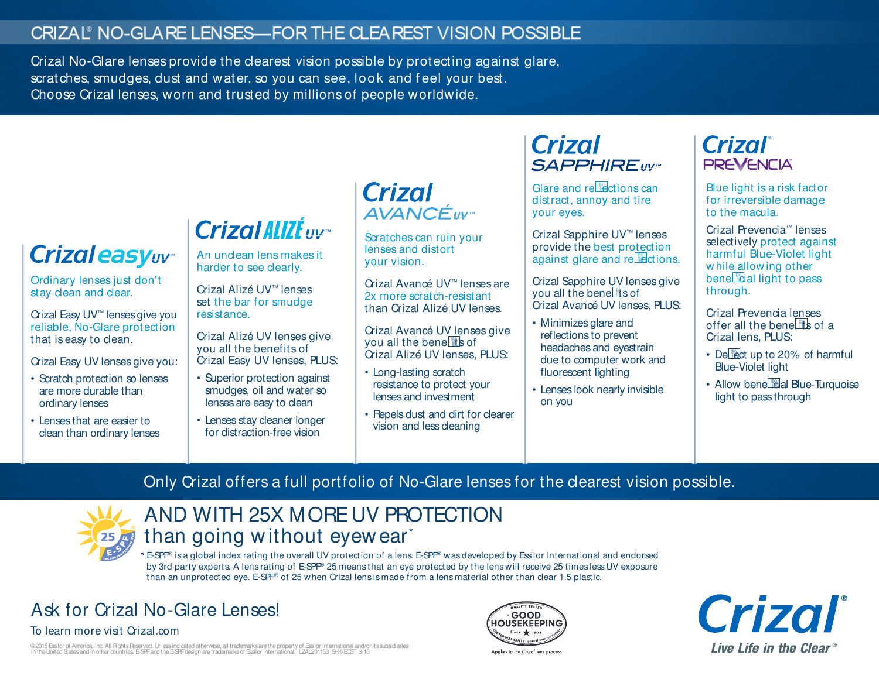# CRIZAL® NO-GLARE LENSES—FOR THE CLEAREST VISION POSSIBLE

Crizal No-Glare lenses provide the clearest vision possible by protecting against glare, scratches, smudges, dust and water, so you can see, look and feel your best. Choose Crizal lenses, worn and trusted by millions of people worldwide.

## Crizal easy UV™

Ordinary lenses just don't stay clean and clear.

Crizal Easy UV™ lenses give you reliable, No-Glare protection that is easy to clean.

Crizal Easy UV lenses give you:

- Scratch protection so lenses are more durable than ordinary lenses
- Lenses that are easier to clean than ordinary lenses

## Crizal ALIZÉ UV™

An unclean lens makes it harder to see clearly.

Crizal Alizé UV™ lenses set the bar for smudge resistance.

Crizal Alizé UV lenses give you all the benefits of Crizal Easy UV lenses, PLUS:

- Superior protection against smudges, oil and water so lenses are easy to clean
- Lenses stay cleaner longer for distraction-free vision

## Crizal AVANCÉ UV™

Scratches can ruin your lenses and distort your vision.

Crizal Avancé UV™ lenses are 2x more scratch-resistant than Crizal Alizé UV lenses.

Crizal Avancé UV lenses give you all the benefits of Crizal Alizé UV lenses, PLUS:

- Long-lasting scratch resistance to protect your lenses and investment
- Repels dust and dirt for clearer vision and less cleaning

## Crizal SAPPHIRE UV™

Glare and reflections can distract, annoy and tire your eyes.

Crizal Sapphire UV™ lenses provide the best protection against glare and reflections.

Crizal Sapphire UV lenses give you all the benefits of Crizal Avancé UV lenses, PLUS:

- Minimizes glare and reflections to prevent headaches and eyestrain due to computer work and fluorescent lighting
- Lenses look nearly invisible on you

## Crizal PREVENCIA™

Blue light is a risk factor for irreversible damage to the macula.

Crizal Prevencia™ lenses selectively protect against harmful Blue-Violet light while allowing other beneficial light to pass through.

Crizal Prevencia lenses offer all the benefits of a Crizal lens, PLUS:

- Deflect up to 20% of harmful Blue-Violet light
- Allow beneficial Blue-Turquoise light to pass through

Only Crizal offers a full portfolio of No-Glare lenses for the clearest vision possible.

## AND WITH 25X MORE UV PROTECTION than going without eyewear*

25 E-SPF

\* E-SPF® is a global index rating the overall UV protection of a lens. E-SPF® was developed by Essilor International and endorsed by 3rd party experts. A lens rating of E-SPF® 25 means that an eye protected by the lens will receive 25 times less UV exposure than an unprotected eye. E-SPF® of 25 when Crizal lens is made from a lens material other than clear 1.5 plastic.

## Ask for Crizal No-Glare Lenses!

To learn more visit Crizal.com

©2015 Essilor of America, Inc. All Rights Reserved. Unless indicated otherwise, all trademarks are the property of Essilor International and/or its subsidiaries in the United States and in other countries. E-SPF and the E-SPF design are trademarks of Essilor International. LZAL201153 SHK/ECST 3/15

Good Housekeeping — Applies to the Crizal lens process

Crizal® Live Life in the Clear®